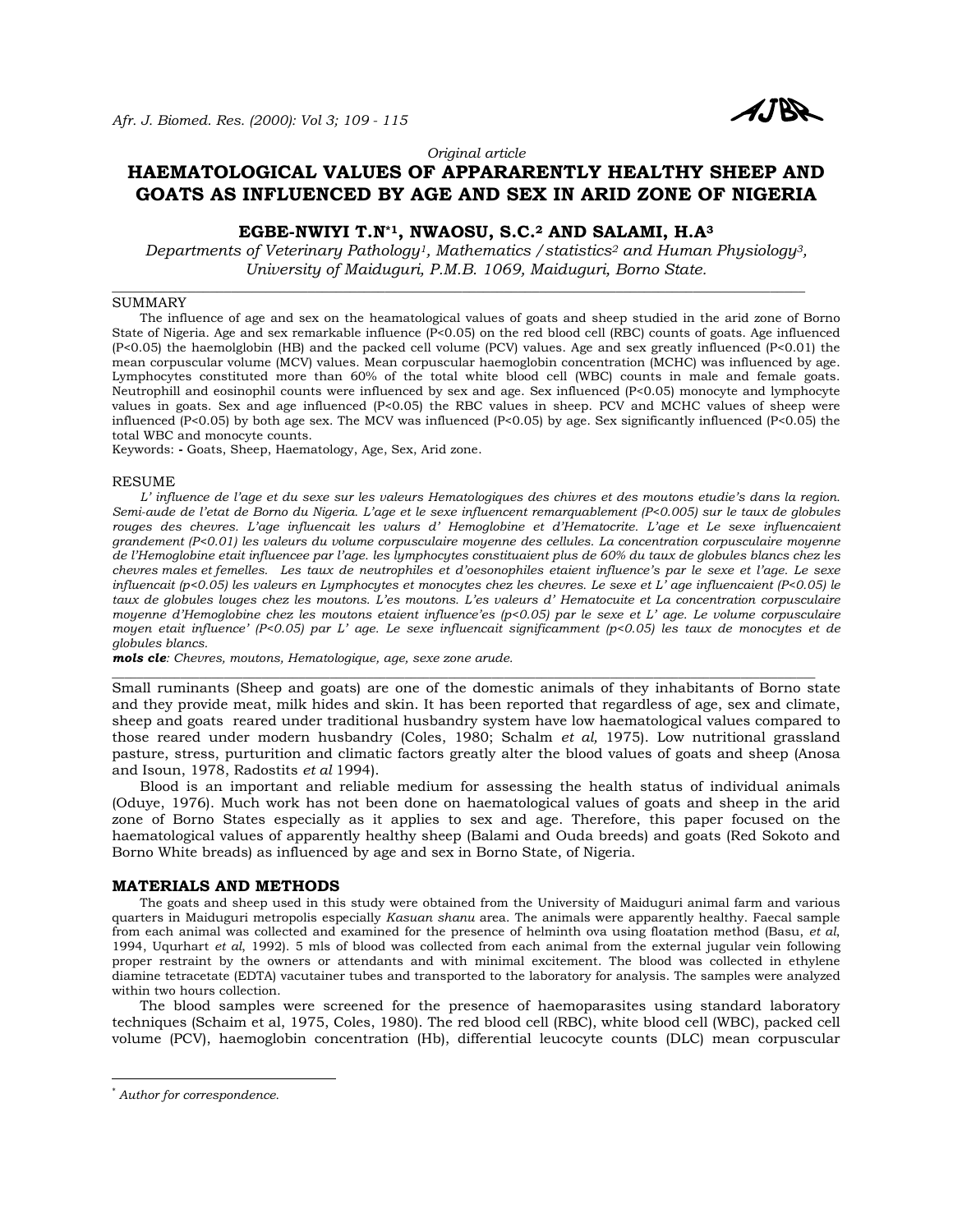*Original article*

# HAEMATOLOGICAL VALUES OF APPARARENTLY HEALTHY SHEEP AND GOATS AS INFLUENCED BY AGE AND SEX IN ARID ZONE OF NIGERIA

**EGBE-NWIYI T.N*[1], NWAOSU, S.C.[2] AND SALAMI, H.A[3]**

*Departments of Veterinary Pathology[1], Mathematics / statistics[2] and Human Physiology[3], University of Maiduguri, P.M.B. 1069, Maiduguri, Borno State.*

## SUMMARY

The influence of age and sex on the heamatological values of goats and sheep studied in the arid zone of Borno State of Nigeria. Age and sex remarkable influence ($P<0.05$) on the red blood cell (RBC) counts of goats. Age influenced ($P<0.05$) the haemolglobin (HB) and the packed cell volume (PCV) values. Age and sex greatly influenced ($P<0.01$) the mean corpuscular volume (MCV) values. Mean corpuscular haemoglobin concentration (MCHC) was influenced by age. Lymphocytes constituted more than 60% of the total white blood cell (WBC) counts in male and female goats. Neutrophill and eosinophil counts were influenced by sex and age. Sex influenced ($P<0.05$) monocyte and lymphocyte values in goats. Sex and age influenced ($P<0.05$) the RBC values in sheep. PCV and MCHC values of sheep were influenced ($P<0.05$) by both age sex. The MCV was influenced ($P<0.05$) by age. Sex significantly influenced ($P<0.05$) the total WBC and monocyte counts.

Keywords: **-** Goats, Sheep, Haematology, Age, Sex, Arid zone.

## RESUME

*L' influence de l'age et du sexe sur les valeurs Hematologiques des chivres et des moutons etudie's dans la region. Semi-aude de l'etat de Borno du Nigeria. L'age et le sexe influencent remarquablement (P<0.005) sur le taux de globules rouges des chevres. L'age influencait les valurs d' Hemoglobine et d'Hematocrite. L'age et Le sexe influencaient grandement (P<0.01) les valeurs du volume corpusculaire moyenne des cellules. La concentration corpusculaire moyenne de l'Hemoglobine etait influencee par l'age. les lymphocytes constituaient plus de 60% du taux de globules blancs chez les chevres males et femelles. Les taux de neutrophiles et d'oesonophiles etaient influence's par le sexe et l'age. Le sexe influencait (p<0.05) les valeurs en Lymphocytes et monocytes chez les chevres. Le sexe et L' age influencaient (P<0.05) le taux de globules louges chez les moutons. L'es moutons. L'es valeurs d' Hematocuite et La concentration corpusculaire moyenne d'Hemoglobine chez les moutons etaient influence'es (p<0.05) par le sexe et L' age. Le volume corpusculaire moyen etait influence' (P<0.05) par L' age. Le sexe influencait significamment (p<0.05) les taux de monocytes et de globules blancs.*

***mols cle**: Chevres, moutons, Hematologique, age, sexe zone arude.*

Small ruminants (Sheep and goats) are one of the domestic animals of they inhabitants of Borno state and they provide meat, milk hides and skin. It has been reported that regardless of age, sex and climate, sheep and goats reared under traditional husbandry system have low haematological values compared to those reared under modern husbandry (Coles, 1980; Schalm *et al,* 1975). Low nutritional grassland pasture, stress, purturition and climatic factors greatly alter the blood values of goats and sheep (Anosa and Isoun, 1978, Radostits *et al* 1994).

Blood is an important and reliable medium for assessing the health status of individual animals (Oduye, 1976). Much work has not been done on haematological values of goats and sheep in the arid zone of Borno States especially as it applies to sex and age. Therefore, this paper focused on the haematological values of apparently healthy sheep (Balami and Ouda breeds) and goats (Red Sokoto and Borno White breads) as influenced by age and sex in Borno State, of Nigeria.

## MATERIALS AND METHODS

The goats and sheep used in this study were obtained from the University of Maiduguri animal farm and various quarters in Maiduguri metropolis especially *Kasuan shanu* area. The animals were apparently healthy. Faecal sample from each animal was collected and examined for the presence of helminth ova using floatation method (Basu, *et al,* 1994, Uqurhart *et al,* 1992). 5 mls of blood was collected from each animal from the external jugular vein following proper restraint by the owners or attendants and with minimal excitement. The blood was collected in ethylene diamine tetracetate (EDTA) vacutainer tubes and transported to the laboratory for analysis. The samples were analyzed within two hours collection.

The blood samples were screened for the presence of haemoparasites using standard laboratory techniques (Schaim et al, 1975, Coles, 1980). The red blood cell (RBC), white blood cell (WBC), packed cell volume (PCV), haemoglobin concentration (Hb), differential leucocyte counts (DLC) mean corpuscular

\* *Author for correspondence.*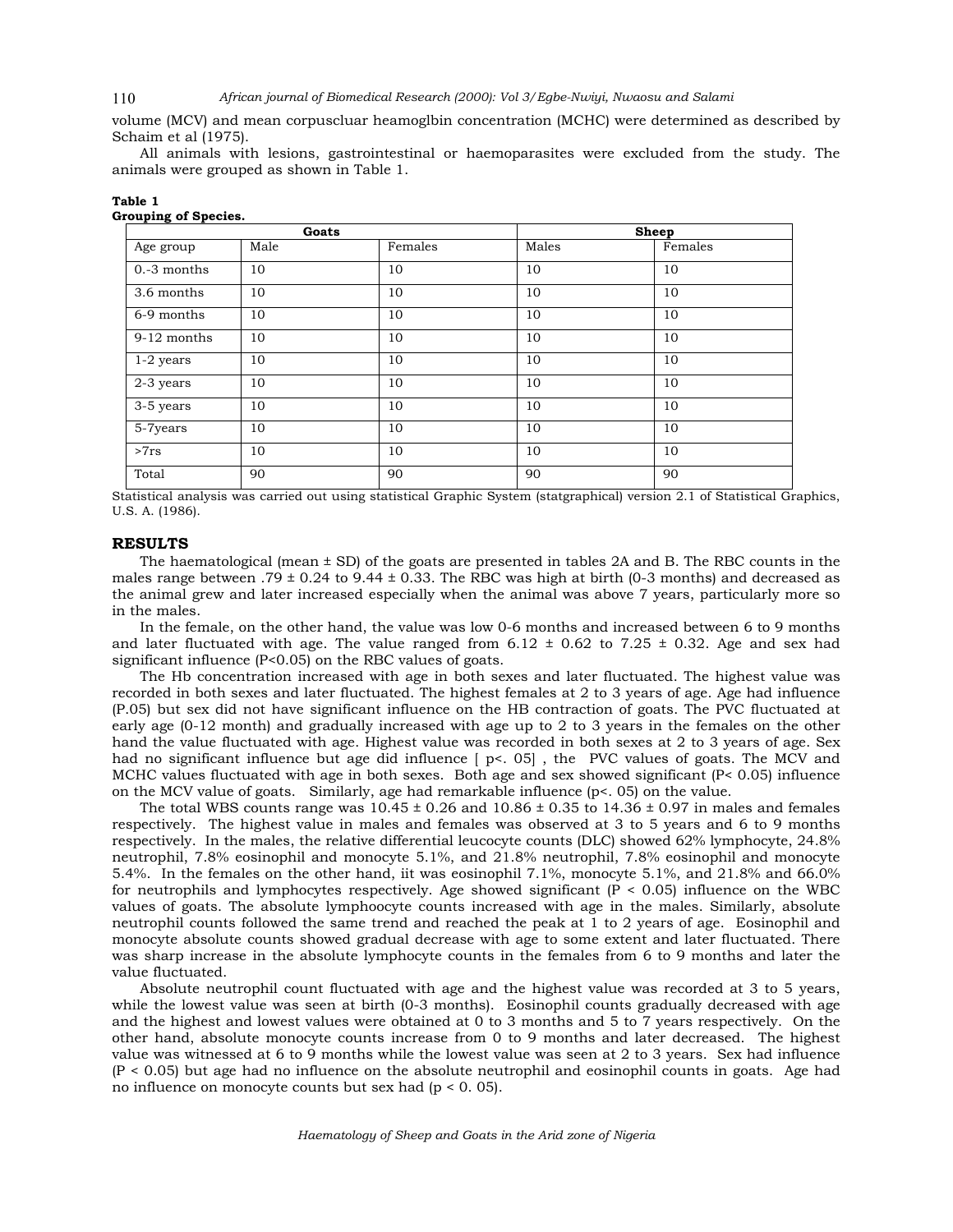volume (MCV) and mean corpuscluar heamoglbin concentration (MCHC) were determined as described by Schaim et al (1975).

All animals with lesions, gastrointestinal or haemoparasites were excluded from the study. The animals were grouped as shown in Table 1.

**Table 1**
**Grouping of Species.**

| | Goats | | Sheep | |
|---|---|---|---|---|
| Age group | Male | Females | Males | Females |
| 0.-3 months | 10 | 10 | 10 | 10 |
| 3.6 months | 10 | 10 | 10 | 10 |
| 6-9 months | 10 | 10 | 10 | 10 |
| 9-12 months | 10 | 10 | 10 | 10 |
| 1-2 years | 10 | 10 | 10 | 10 |
| 2-3 years | 10 | 10 | 10 | 10 |
| 3-5 years | 10 | 10 | 10 | 10 |
| 5-7years | 10 | 10 | 10 | 10 |
| >7rs | 10 | 10 | 10 | 10 |
| Total | 90 | 90 | 90 | 90 |

Statistical analysis was carried out using statistical Graphic System (statgraphical) version 2.1 of Statistical Graphics, U.S. A. (1986).

## RESULTS

The haematological (mean ± SD) of the goats are presented in tables 2A and B. The RBC counts in the males range between .79 ± 0.24 to 9.44 ± 0.33. The RBC was high at birth (0-3 months) and decreased as the animal grew and later increased especially when the animal was above 7 years, particularly more so in the males.

In the female, on the other hand, the value was low 0-6 months and increased between 6 to 9 months and later fluctuated with age. The value ranged from 6.12 ± 0.62 to 7.25 ± 0.32. Age and sex had significant influence ($P<0.05$) on the RBC values of goats.

The Hb concentration increased with age in both sexes and later fluctuated. The highest value was recorded in both sexes and later fluctuated. The highest females at 2 to 3 years of age. Age had influence (P.05) but sex did not have significant influence on the HB contraction of goats. The PVC fluctuated at early age (0-12 month) and gradually increased with age up to 2 to 3 years in the females on the other hand the value fluctuated with age. Highest value was recorded in both sexes at 2 to 3 years of age. Sex had no significant influence but age did influence [ p<. 05] , the PVC values of goats. The MCV and MCHC values fluctuated with age in both sexes. Both age and sex showed significant ($P< 0.05$) influence on the MCV value of goats. Similarly, age had remarkable influence (p<. 05) on the value.

The total WBS counts range was 10.45 ± 0.26 and 10.86 ± 0.35 to 14.36 ± 0.97 in males and females respectively. The highest value in males and females was observed at 3 to 5 years and 6 to 9 months respectively. In the males, the relative differential leucocyte counts (DLC) showed 62% lymphocyte, 24.8% neutrophil, 7.8% eosinophil and monocyte 5.1%, and 21.8% neutrophil, 7.8% eosinophil and monocyte 5.4%. In the females on the other hand, iit was eosinophil 7.1%, monocyte 5.1%, and 21.8% and 66.0% for neutrophils and lymphocytes respectively. Age showed significant ($P < 0.05$) influence on the WBC values of goats. The absolute lymphoocyte counts increased with age in the males. Similarly, absolute neutrophil counts followed the same trend and reached the peak at 1 to 2 years of age. Eosinophil and monocyte absolute counts showed gradual decrease with age to some extent and later fluctuated. There was sharp increase in the absolute lymphocyte counts in the females from 6 to 9 months and later the value fluctuated.

Absolute neutrophil count fluctuated with age and the highest value was recorded at 3 to 5 years, while the lowest value was seen at birth (0-3 months). Eosinophil counts gradually decreased with age and the highest and lowest values were obtained at 0 to 3 months and 5 to 7 years respectively. On the other hand, absolute monocyte counts increase from 0 to 9 months and later decreased. The highest value was witnessed at 6 to 9 months while the lowest value was seen at 2 to 3 years. Sex had influence ($P < 0.05$) but age had no influence on the absolute neutrophil and eosinophil counts in goats. Age had no influence on monocyte counts but sex had (p < 0. 05).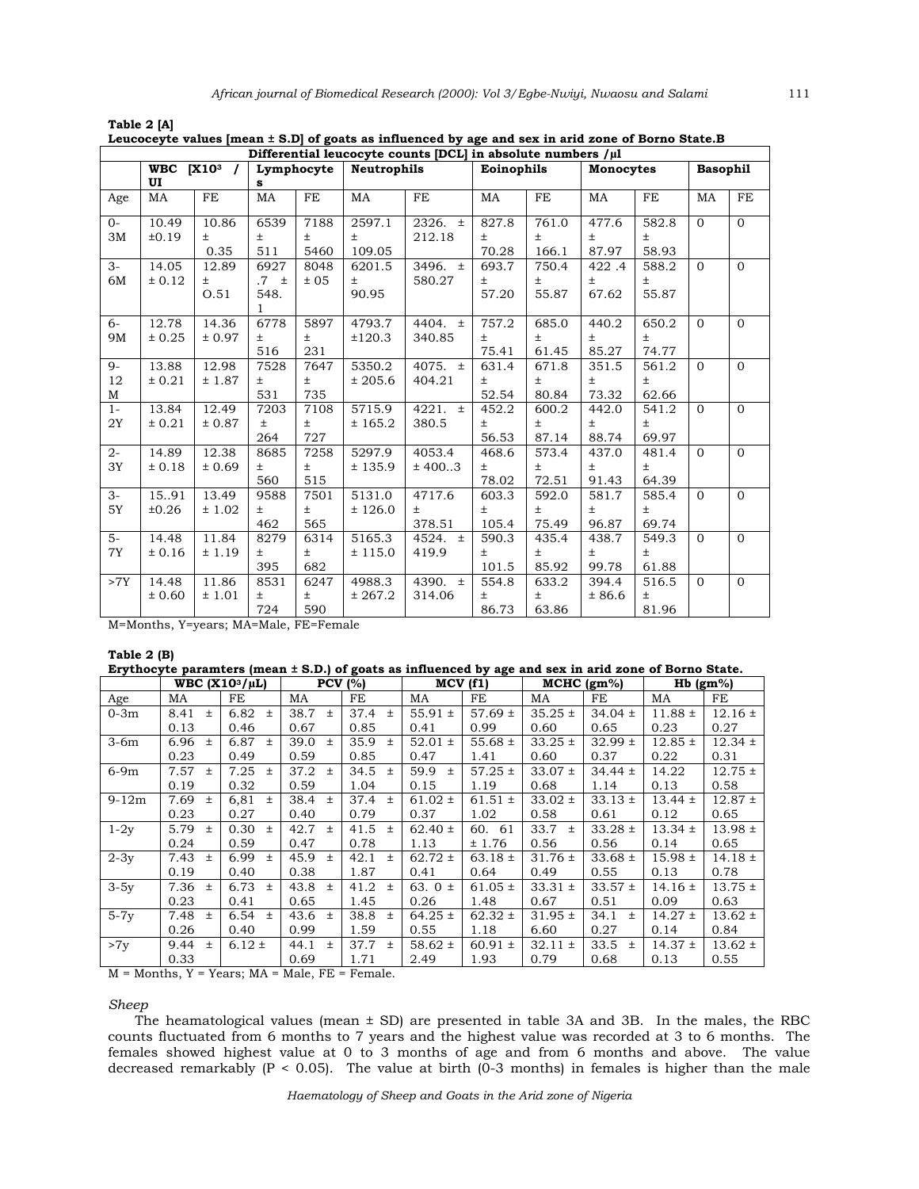**Table 2 [A]**

**Leucoceyte values [mean ± S.D] of goats as influenced by age and sex in arid zone of Borno State.B**

| | Differential leucocyte counts [DCL] in absolute numbers /µl | | | | | | | | | | | |
|---|---|---|---|---|---|---|---|---|---|---|---|---|
| | **WBC [X10³ / Ul** | | **Lymphocytes** | | **Neutrophils** | | **Eoinophils** | | **Monocytes** | | **Basophil** | |
| Age | MA | FE | MA | FE | MA | FE | MA | FE | MA | FE | MA | FE |
| 0-3M | 10.49 ±0.19 | 10.86 ± 0.35 | 6539 ± 511 | 7188 ± 5460 | 2597.1 ± 109.05 | 2326. ± 212.18 | 827.8 ± 70.28 | 761.0 ± 166.1 | 477.6 ± 87.97 | 582.8 ± 58.93 | 0 | 0 |
| 3-6M | 14.05 ± 0.12 | 12.89 ± O.51 | 6927 .7 ± 548. 1 | 8048 ± 05 | 6201.5 ± 90.95 | 3496. ± 580.27 | 693.7 ± 57.20 | 750.4 ± 55.87 | 422 .4 ± 67.62 | 588.2 ± 55.87 | 0 | 0 |
| 6-9M | 12.78 ± 0.25 | 14.36 ± 0.97 | 6778 ± 516 | 5897 ± 231 | 4793.7 ±120.3 | 4404. ± 340.85 | 757.2 ± 75.41 | 685.0 ± 61.45 | 440.2 ± 85.27 | 650.2 ± 74.77 | 0 | 0 |
| 9-12 M | 13.88 ± 0.21 | 12.98 ± 1.87 | 7528 ± 531 | 7647 ± 735 | 5350.2 ± 205.6 | 4075. ± 404.21 | 631.4 ± 52.54 | 671.8 ± 80.84 | 351.5 ± 73.32 | 561.2 ± 62.66 | 0 | 0 |
| 1-2Y | 13.84 ± 0.21 | 12.49 ± 0.87 | 7203 ± 264 | 7108 ± 727 | 5715.9 ± 165.2 | 4221. ± 380.5 | 452.2 ± 56.53 | 600.2 ± 87.14 | 442.0 ± 88.74 | 541.2 ± 69.97 | 0 | 0 |
| 2-3Y | 14.89 ± 0.18 | 12.38 ± 0.69 | 8685 ± 560 | 7258 ± 515 | 5297.9 ± 135.9 | 4053.4 ± 400..3 | 468.6 ± 78.02 | 573.4 ± 72.51 | 437.0 ± 91.43 | 481.4 ± 64.39 | 0 | 0 |
| 3-5Y | 15..91 ±0.26 | 13.49 ± 1.02 | 9588 ± 462 | 7501 ± 565 | 5131.0 ± 126.0 | 4717.6 ± 378.51 | 603.3 ± 105.4 | 592.0 ± 75.49 | 581.7 ± 96.87 | 585.4 ± 69.74 | 0 | 0 |
| 5-7Y | 14.48 ± 0.16 | 11.84 ± 1.19 | 8279 ± 395 | 6314 ± 682 | 5165.3 ± 115.0 | 4524. ± 419.9 | 590.3 ± 101.5 | 435.4 ± 85.92 | 438.7 ± 99.78 | 549.3 ± 61.88 | 0 | 0 |
| >7Y | 14.48 ± 0.60 | 11.86 ± 1.01 | 8531 ± 724 | 6247 ± 590 | 4988.3 ± 267.2 | 4390. ± 314.06 | 554.8 ± 86.73 | 633.2 ± 63.86 | 394.4 ± 86.6 | 516.5 ± 81.96 | 0 | 0 |

M=Months, Y=years; MA=Male, FE=Female

**Table 2 (B)**

**Erythocyte paramters (mean ± S.D.) of goats as influenced by age and sex in arid zone of Borno State.**

| | **WBC (X10³/µL)** | | **PCV (%)** | | **MCV (f1)** | | **MCHC (gm%)** | | **Hb (gm%)** | |
|---|---|---|---|---|---|---|---|---|---|---|
| Age | MA | FE | MA | FE | MA | FE | MA | FE | MA | FE |
| 0-3m | 8.41 ± 0.13 | 6.82 ± 0.46 | 38.7 ± 0.67 | 37.4 ± 0.85 | 55.91 ± 0.41 | 57.69 ± 0.99 | 35.25 ± 0.60 | 34.04 ± 0.65 | 11.88 ± 0.23 | 12.16 ± 0.27 |
| 3-6m | 6.96 ± 0.23 | 6.87 ± 0.49 | 39.0 ± 0.59 | 35.9 ± 0.85 | 52.01 ± 0.47 | 55.68 ± 1.41 | 33.25 ± 0.60 | 32.99 ± 0.37 | 12.85 ± 0.22 | 12.34 ± 0.31 |
| 6-9m | 7.57 ± 0.19 | 7.25 ± 0.32 | 37.2 ± 0.59 | 34.5 ± 1.04 | 59.9 ± 0.15 | 57.25 ± 1.19 | 33.07 ± 0.68 | 34.44 ± 1.14 | 14.22 0.13 | 12.75 ± 0.58 |
| 9-12m | 7.69 ± 0.23 | 6,81 ± 0.27 | 38.4 ± 0.40 | 37.4 ± 0.79 | 61.02 ± 0.37 | 61.51 ± 1.02 | 33.02 ± 0.58 | 33.13 ± 0.61 | 13.44 ± 0.12 | 12.87 ± 0.65 |
| 1-2y | 5.79 ± 0.24 | 0.30 ± 0.59 | 42.7 ± 0.47 | 41.5 ± 0.78 | 62.40 ± 1.13 | 60. 61 ± 1.76 | 33.7 ± 0.56 | 33.28 ± 0.56 | 13.34 ± 0.14 | 13.98 ± 0.65 |
| 2-3y | 7.43 ± 0.19 | 6.99 ± 0.40 | 45.9 ± 0.38 | 42.1 ± 1.87 | 62.72 ± 0.41 | 63.18 ± 0.64 | 31.76 ± 0.49 | 33.68 ± 0.55 | 15.98 ± 0.13 | 14.18 ± 0.78 |
| 3-5y | 7.36 ± 0.23 | 6.73 ± 0.41 | 43.8 ± 0.65 | 41.2 ± 1.45 | 63. 0 ± 0.26 | 61.05 ± 1.48 | 33.31 ± 0.67 | 33.57 ± 0.51 | 14.16 ± 0.09 | 13.75 ± 0.63 |
| 5-7y | 7.48 ± 0.26 | 6.54 ± 0.40 | 43.6 ± 0.99 | 38.8 ± 1.59 | 64.25 ± 0.55 | 62.32 ± 1.18 | 31.95 ± 6.60 | 34.1 ± 0.27 | 14.27 ± 0.14 | 13.62 ± 0.84 |
| >7y | 9.44 ± 0.33 | 6.12 ± | 44.1 ± 0.69 | 37.7 ± 1.71 | 58.62 ± 2.49 | 60.91 ± 1.93 | 32.11 ± 0.79 | 33.5 ± 0.68 | 14.37 ± 0.13 | 13.62 ± 0.55 |

M = Months, Y = Years; MA = Male, FE = Female.

*Sheep*

The heamatological values (mean ± SD) are presented in table 3A and 3B. In the males, the RBC counts fluctuated from 6 months to 7 years and the highest value was recorded at 3 to 6 months. The females showed highest value at 0 to 3 months of age and from 6 months and above. The value decreased remarkably ($P < 0.05$). The value at birth (0-3 months) in females is higher than the male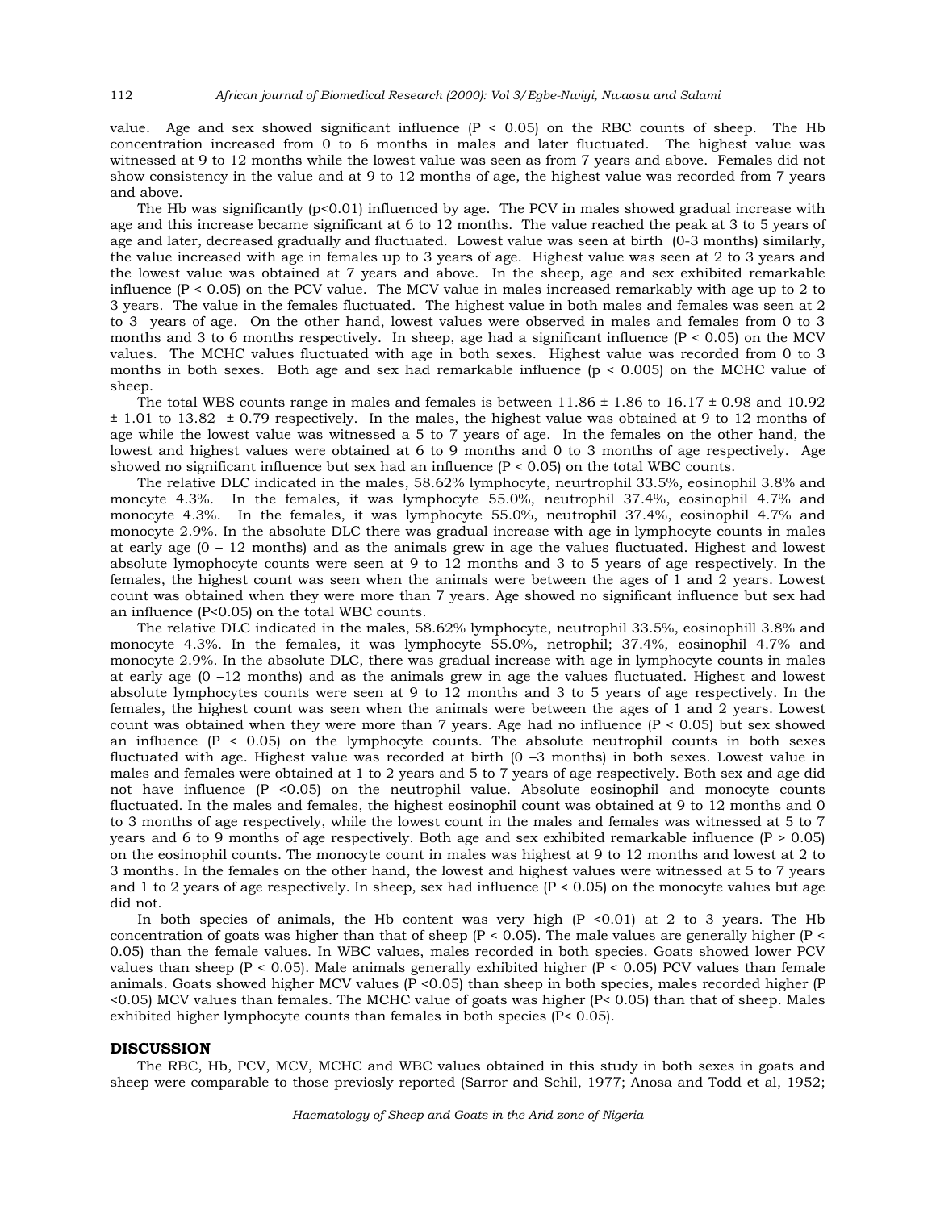value. Age and sex showed significant influence ($P < 0.05$) on the RBC counts of sheep. The Hb concentration increased from 0 to 6 months in males and later fluctuated. The highest value was witnessed at 9 to 12 months while the lowest value was seen as from 7 years and above. Females did not show consistency in the value and at 9 to 12 months of age, the highest value was recorded from 7 years and above.

The Hb was significantly ($p<0.01$) influenced by age. The PCV in males showed gradual increase with age and this increase became significant at 6 to 12 months. The value reached the peak at 3 to 5 years of age and later, decreased gradually and fluctuated. Lowest value was seen at birth (0-3 months) similarly, the value increased with age in females up to 3 years of age. Highest value was seen at 2 to 3 years and the lowest value was obtained at 7 years and above. In the sheep, age and sex exhibited remarkable influence ($P < 0.05$) on the PCV value. The MCV value in males increased remarkably with age up to 2 to 3 years. The value in the females fluctuated. The highest value in both males and females was seen at 2 to 3 years of age. On the other hand, lowest values were observed in males and females from 0 to 3 months and 3 to 6 months respectively. In sheep, age had a significant influence ($P < 0.05$) on the MCV values. The MCHC values fluctuated with age in both sexes. Highest value was recorded from 0 to 3 months in both sexes. Both age and sex had remarkable influence ($p < 0.005$) on the MCHC value of sheep.

The total WBS counts range in males and females is between $11.86 \pm 1.86$ to $16.17 \pm 0.98$ and $10.92 \pm 1.01$ to $13.82 \pm 0.79$ respectively. In the males, the highest value was obtained at 9 to 12 months of age while the lowest value was witnessed a 5 to 7 years of age. In the females on the other hand, the lowest and highest values were obtained at 6 to 9 months and 0 to 3 months of age respectively. Age showed no significant influence but sex had an influence ($P < 0.05$) on the total WBC counts.

The relative DLC indicated in the males, 58.62% lymphocyte, neurtrophil 33.5%, eosinophil 3.8% and moncyte 4.3%. In the females, it was lymphocyte 55.0%, neutrophil 37.4%, eosinophil 4.7% and monocyte 4.3%. In the females, it was lymphocyte 55.0%, neutrophil 37.4%, eosinophil 4.7% and monocyte 2.9%. In the absolute DLC there was gradual increase with age in lymphocyte counts in males at early age (0 – 12 months) and as the animals grew in age the values fluctuated. Highest and lowest absolute lymophocyte counts were seen at 9 to 12 months and 3 to 5 years of age respectively. In the females, the highest count was seen when the animals were between the ages of 1 and 2 years. Lowest count was obtained when they were more than 7 years. Age showed no significant influence but sex had an influence ($P<0.05$) on the total WBC counts.

The relative DLC indicated in the males, 58.62% lymphocyte, neutrophil 33.5%, eosinophill 3.8% and monocyte 4.3%. In the females, it was lymphocyte 55.0%, netrophil; 37.4%, eosinophil 4.7% and monocyte 2.9%. In the absolute DLC, there was gradual increase with age in lymphocyte counts in males at early age (0 –12 months) and as the animals grew in age the values fluctuated. Highest and lowest absolute lymphocytes counts were seen at 9 to 12 months and 3 to 5 years of age respectively. In the females, the highest count was seen when the animals were between the ages of 1 and 2 years. Lowest count was obtained when they were more than 7 years. Age had no influence ($P < 0.05$) but sex showed an influence ($P < 0.05$) on the lymphocyte counts. The absolute neutrophil counts in both sexes fluctuated with age. Highest value was recorded at birth (0 –3 months) in both sexes. Lowest value in males and females were obtained at 1 to 2 years and 5 to 7 years of age respectively. Both sex and age did not have influence ($P <0.05$) on the neutrophil value. Absolute eosinophil and monocyte counts fluctuated. In the males and females, the highest eosinophil count was obtained at 9 to 12 months and 0 to 3 months of age respectively, while the lowest count in the males and females was witnessed at 5 to 7 years and 6 to 9 months of age respectively. Both age and sex exhibited remarkable influence ($P > 0.05$) on the eosinophil counts. The monocyte count in males was highest at 9 to 12 months and lowest at 2 to 3 months. In the females on the other hand, the lowest and highest values were witnessed at 5 to 7 years and 1 to 2 years of age respectively. In sheep, sex had influence ($P < 0.05$) on the monocyte values but age did not.

In both species of animals, the Hb content was very high ($P <0.01$) at 2 to 3 years. The Hb concentration of goats was higher than that of sheep ($P < 0.05$). The male values are generally higher ($P < 0.05$) than the female values. In WBC values, males recorded in both species. Goats showed lower PCV values than sheep ($P < 0.05$). Male animals generally exhibited higher ($P < 0.05$) PCV values than female animals. Goats showed higher MCV values ($P <0.05$) than sheep in both species, males recorded higher ($P <0.05$) MCV values than females. The MCHC value of goats was higher ($P< 0.05$) than that of sheep. Males exhibited higher lymphocyte counts than females in both species ($P< 0.05$).

## DISCUSSION

The RBC, Hb, PCV, MCV, MCHC and WBC values obtained in this study in both sexes in goats and sheep were comparable to those previously reported (Sarror and Schil, 1977; Anosa and Todd et al, 1952;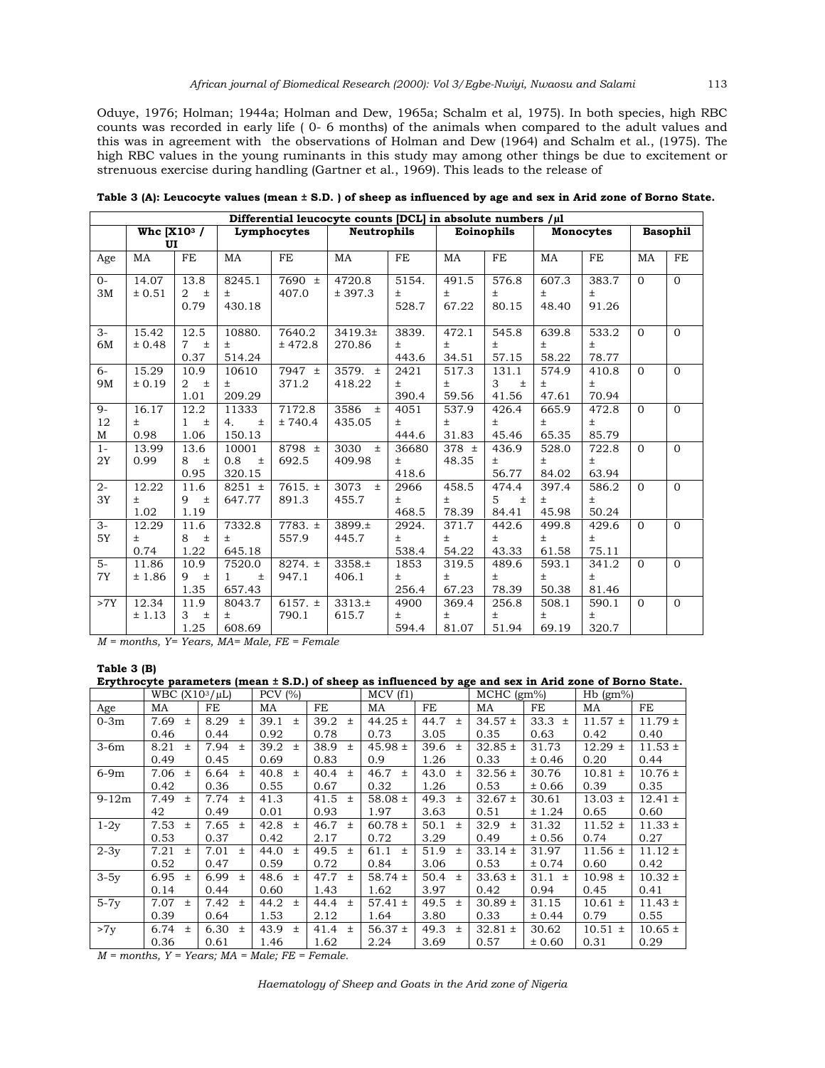Oduye, 1976; Holman; 1944a; Holman and Dew, 1965a; Schalm et al, 1975). In both species, high RBC counts was recorded in early life ( 0- 6 months) of the animals when compared to the adult values and this was in agreement with the observations of Holman and Dew (1964) and Schalm et al., (1975). The high RBC values in the young ruminants in this study may among other things be due to excitement or strenuous exercise during handling (Gartner et al., 1969). This leads to the release of

**Table 3 (A): Leucocyte values (mean ± S.D. ) of sheep as influenced by age and sex in Arid zone of Borno State.**

| Differential leucocyte counts [DCL] in absolute numbers /µl | | | | | | | | | | | | |
|---|---|---|---|---|---|---|---|---|---|---|---|---|
| | Whc [X10³ / UI | | Lymphocytes | | Neutrophils | | Eoinophils | | Monocytes | | Basophil | |
| Age | MA | FE | MA | FE | MA | FE | MA | FE | MA | FE | MA | FE |
| 0-3M | 14.07 ± 0.51 | 13.82 ± 0.79 | 8245.1 ± 430.18 | 7690 ± 407.0 | 4720.8 ± 397.3 | 5154. ± 528.7 | 491.5 ± 67.22 | 576.8 ± 80.15 | 607.3 ± 48.40 | 383.7 ± 91.26 | 0 | 0 |
| 3-6M | 15.42 ± 0.48 | 12.57 ± 0.37 | 10880. ± 514.24 | 7640.2 ± 472.8 | 3419.3± 270.86 | 3839. ± 443.6 | 472.1 ± 34.51 | 545.8 ± 57.15 | 639.8 ± 58.22 | 533.2 ± 78.77 | 0 | 0 |
| 6-9M | 15.29 ± 0.19 | 10.92 ± 1.01 | 10610 ± 209.29 | 7947 ± 371.2 | 3579. ± 418.22 | 2421 ± 390.4 | 517.3 ± 59.56 | 131.13 ± 41.56 | 574.9 ± 47.61 | 410.8 ± 70.94 | 0 | 0 |
| 9-12 M | 16.17 ± 0.98 | 12.21 ± 1.06 | 11333 4. ± 150.13 | 7172.8 ± 740.4 | 3586 ± 435.05 | 4051 ± 444.6 | 537.9 ± 31.83 | 426.4 ± 45.46 | 665.9 ± 65.35 | 472.8 ± 85.79 | 0 | 0 |
| 1-2Y | 13.99 0.99 | 13.68 ± 0.95 | 10001 0.8 ± 320.15 | 8798 ± 692.5 | 3030 ± 409.98 | 36680 ± 418.6 | 378 ± 48.35 | 436.9 ± 56.77 | 528.0 ± 84.02 | 722.8 ± 63.94 | 0 | 0 |
| 2-3Y | 12.22 ± 1.02 | 11.69 ± 1.19 | 8251 ± 647.77 | 7615. ± 891.3 | 3073 ± 455.7 | 2966 ± 468.5 | 458.5 ± 78.39 | 474.45 ± 84.41 | 397.4 ± 45.98 | 586.2 ± 50.24 | 0 | 0 |
| 3-5Y | 12.29 ± 0.74 | 11.68 ± 1.22 | 7332.8 ± 645.18 | 7783. ± 557.9 | 3899.± 445.7 | 2924. ± 538.4 | 371.7 ± 54.22 | 442.6 ± 43.33 | 499.8 ± 61.58 | 429.6 ± 75.11 | 0 | 0 |
| 5-7Y | 11.86 ± 1.86 | 10.99 ± 1.35 | 7520.0 1 ± 657.43 | 8274. ± 947.1 | 3358.± 406.1 | 1853 ± 256.4 | 319.5 ± 67.23 | 489.6 ± 78.39 | 593.1 ± 50.38 | 341.2 ± 81.46 | 0 | 0 |
| >7Y | 12.34 ± 1.13 | 11.93 ± 1.25 | 8043.7 ± 608.69 | 6157. ± 790.1 | 3313.± 615.7 | 4900 ± 594.4 | 369.4 ± 81.07 | 256.8 ± 51.94 | 508.1 ± 69.19 | 590.1 ± 320.7 | 0 | 0 |

*M = months, Y= Years, MA= Male, FE = Female*

**Table 3 (B)**

**Erythrocyte parameters (mean ± S.D.) of sheep as influenced by age and sex in Arid zone of Borno State.**

| | WBC (X10³/µL) | | PCV (%) | | MCV (f1) | | MCHC (gm%) | | Hb (gm%) | |
|---|---|---|---|---|---|---|---|---|---|---|
| Age | MA | FE | MA | FE | MA | FE | MA | FE | MA | FE |
| 0-3m | 7.69 ± 0.46 | 8.29 ± 0.44 | 39.1 ± 0.92 | 39.2 ± 0.78 | 44.25 ± 0.73 | 44.7 ± 3.05 | 34.57 ± 0.35 | 33.3 ± 0.63 | 11.57 ± 0.42 | 11.79 ± 0.40 |
| 3-6m | 8.21 ± 0.49 | 7.94 ± 0.45 | 39.2 ± 0.69 | 38.9 ± 0.83 | 45.98 ± 0.9 | 39.6 ± 1.26 | 32.85 ± 0.33 | 31.73 ± 0.46 | 12.29 ± 0.20 | 11.53 ± 0.44 |
| 6-9m | 7.06 ± 0.42 | 6.64 ± 0.36 | 40.8 ± 0.55 | 40.4 ± 0.67 | 46.7 ± 0.32 | 43.0 ± 1.26 | 32.56 ± 0.53 | 30.76 ± 0.66 | 10.81 ± 0.39 | 10.76 ± 0.35 |
| 9-12m | 7.49 ± 42 | 7.74 ± 0.49 | 41.3 0.01 | 41.5 ± 0.93 | 58.08 ± 1.97 | 49.3 ± 3.63 | 32.67 ± 0.51 | 30.61 ± 1.24 | 13.03 ± 0.65 | 12.41 ± 0.60 |
| 1-2y | 7.53 ± 0.53 | 7.65 ± 0.37 | 42.8 ± 0.42 | 46.7 ± 2.17 | 60.78 ± 0.72 | 50.1 ± 3.29 | 32.9 ± 0.49 | 31.32 ± 0.56 | 11.52 ± 0.74 | 11.33 ± 0.27 |
| 2-3y | 7.21 ± 0.52 | 7.01 ± 0.47 | 44.0 ± 0.59 | 49.5 ± 0.72 | 61.1 ± 0.84 | 51.9 ± 3.06 | 33.14 ± 0.53 | 31.97 ± 0.74 | 11.56 ± 0.60 | 11.12 ± 0.42 |
| 3-5y | 6.95 ± 0.14 | 6.99 ± 0.44 | 48.6 ± 0.60 | 47.7 ± 1.43 | 58.74 ± 1.62 | 50.4 ± 3.97 | 33.63 ± 0.42 | 31.1 ± 0.94 | 10.98 ± 0.45 | 10.32 ± 0.41 |
| 5-7y | 7.07 ± 0.39 | 7.42 ± 0.64 | 44.2 ± 1.53 | 44.4 ± 2.12 | 57.41 ± 1.64 | 49.5 ± 3.80 | 30.89 ± 0.33 | 31.15 ± 0.44 | 10.61 ± 0.79 | 11.43 ± 0.55 |
| >7y | 6.74 ± 0.36 | 6.30 ± 0.61 | 43.9 ± 1.46 | 41.4 ± 1.62 | 56.37 ± 2.24 | 49.3 ± 3.69 | 32.81 ± 0.57 | 30.62 ± 0.60 | 10.51 ± 0.31 | 10.65 ± 0.29 |

*M = months, Y = Years; MA = Male; FE = Female.*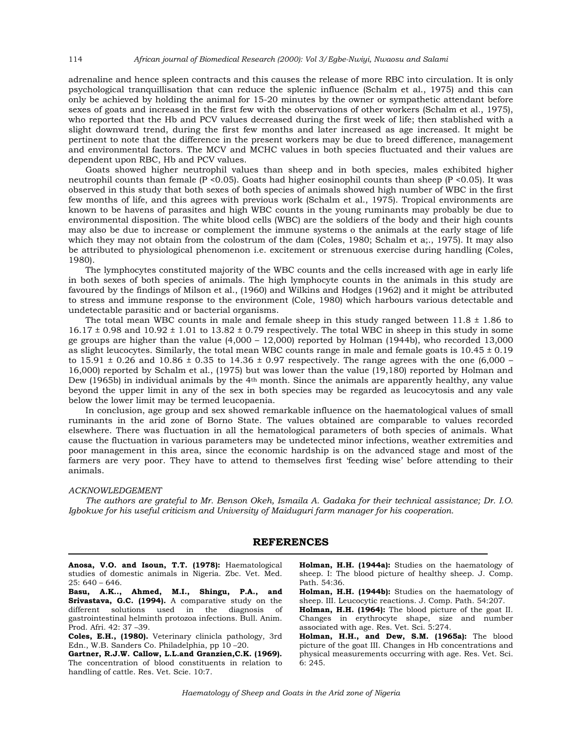adrenaline and hence spleen contracts and this causes the release of more RBC into circulation. It is only psychological tranquillisation that can reduce the splenic influence (Schalm et al., 1975) and this can only be achieved by holding the animal for 15-20 minutes by the owner or sympathetic attendant before sexes of goats and increased in the first few with the observations of other workers (Schalm et al., 1975), who reported that the Hb and PCV values decreased during the first week of life; then stablished with a slight downward trend, during the first few months and later increased as age increased. It might be pertinent to note that the difference in the present workers may be due to breed difference, management and environmental factors. The MCV and MCHC values in both species fluctuated and their values are dependent upon RBC, Hb and PCV values.

Goats showed higher neutrophil values than sheep and in both species, males exhibited higher neutrophil counts than female ($P < 0.05$). Goats had higher eosinophil counts than sheep ($P < 0.05$). It was observed in this study that both sexes of both species of animals showed high number of WBC in the first few months of life, and this agrees with previous work (Schalm et al., 1975). Tropical environments are known to be havens of parasites and high WBC counts in the young ruminants may probably be due to environmental disposition. The white blood cells (WBC) are the soldiers of the body and their high counts may also be due to increase or complement the immune systems o the animals at the early stage of life which they may not obtain from the colostrum of the dam (Coles, 1980; Schalm et a;., 1975). It may also be attributed to physiological phenomenon i.e. excitement or strenuous exercise during handling (Coles, 1980).

The lymphocytes constituted majority of the WBC counts and the cells increased with age in early life in both sexes of both species of animals. The high lymphocyte counts in the animals in this study are favoured by the findings of Milson et al., (1960) and Wilkins and Hodges (1962) and it might be attributed to stress and immune response to the environment (Cole, 1980) which harbours various detectable and undetectable parasitic and or bacterial organisms.

The total mean WBC counts in male and female sheep in this study ranged between $11.8 \pm 1.86$ to $16.17 \pm 0.98$ and $10.92 \pm 1.01$ to $13.82 \pm 0.79$ respectively. The total WBC in sheep in this study in some ge groups are higher than the value (4,000 – 12,000) reported by Holman (1944b), who recorded 13,000 as slight leucocytes. Similarly, the total mean WBC counts range in male and female goats is $10.45 \pm 0.19$ to $15.91 \pm 0.26$ and $10.86 \pm 0.35$ to $14.36 \pm 0.97$ respectively. The range agrees with the one (6,000 – 16,000) reported by Schalm et al., (1975) but was lower than the value (19,180) reported by Holman and Dew (1965b) in individual animals by the 4th month. Since the animals are apparently healthy, any value beyond the upper limit in any of the sex in both species may be regarded as leucocytosis and any vale below the lower limit may be termed leucopaenia.

In conclusion, age group and sex showed remarkable influence on the haematological values of small ruminants in the arid zone of Borno State. The values obtained are comparable to values recorded elsewhere. There was fluctuation in all the hematological parameters of both species of animals. What cause the fluctuation in various parameters may be undetected minor infections, weather extremities and poor management in this area, since the economic hardship is on the advanced stage and most of the farmers are very poor. They have to attend to themselves first 'feeding wise' before attending to their animals.

*ACKNOWLEDGEMENT*

*The authors are grateful to Mr. Benson Okeh, Ismaila A. Gadaka for their technical assistance; Dr. I.O. Igbokwe for his useful criticism and University of Maiduguri farm manager for his cooperation.*

## REFERENCES

**Anosa, V.O. and Isoun, T.T. (1978):** Haematological studies of domestic animals in Nigeria. Zbc. Vet. Med. 25: 640 – 646.

**Basu, A.K.., Ahmed, M.I., Shingu, P.A., and Srivastava, G.C. (1994).** A comparative study on the different solutions used in the diagnosis of gastrointestinal helminth protozoa infections. Bull. Anim. Prod. Afri. 42: 37 –39.

**Coles, E.H., (1980).** Veterinary clinicla pathology, 3rd Edn., W.B. Sanders Co. Philadelphia, pp 10 –20.

**Gartner, R.J.W. Callow, L.L.and Granzien,C.K. (1969).** The concentration of blood constituents in relation to handling of cattle. Res. Vet. Scie. 10:7.

**Holman, H.H. (1944a):** Studies on the haematology of sheep. I: The blood picture of healthy sheep. J. Comp. Path. 54:36.

**Holman, H.H. (1944b):** Studies on the haematology of sheep. III. Leucocytic reactions. J. Comp. Path. 54:207.

**Holman, H.H. (1964):** The blood picture of the goat II. Changes in erythrocyte shape, size and number associated with age. Res. Vet. Sci. 5:274.

**Holman, H.H., and Dew, S.M. (1965a):** The blood picture of the goat III. Changes in Hb concentrations and physical measurements occurring with age. Res. Vet. Sci. 6: 245.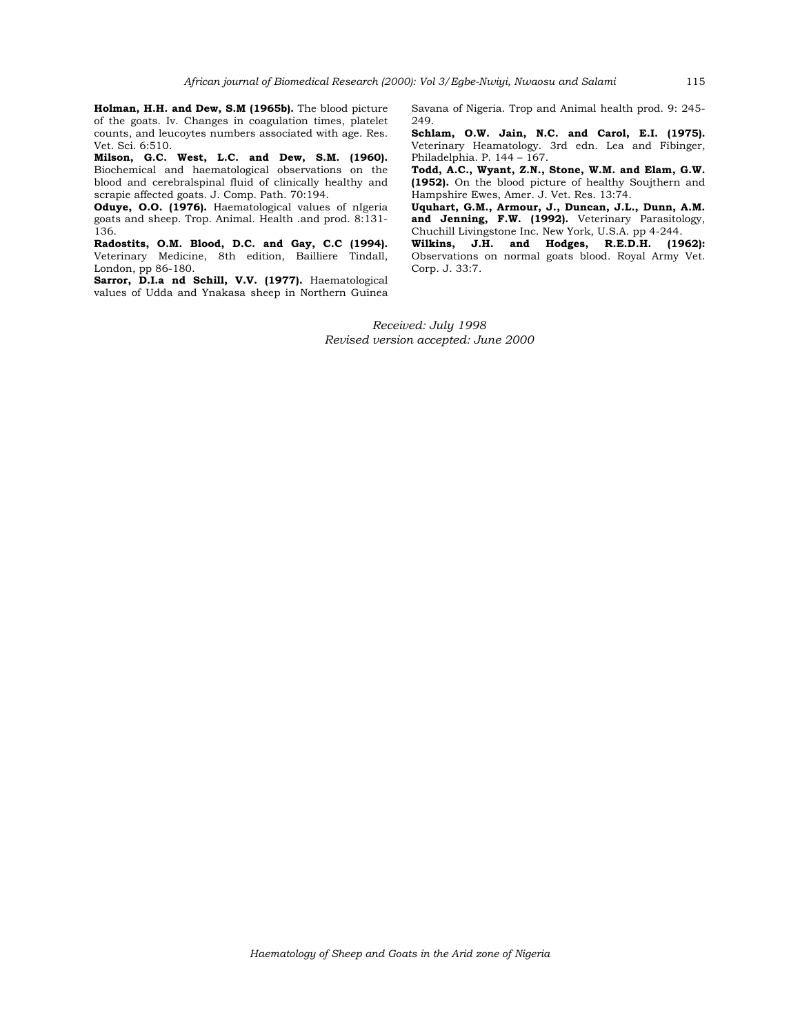**Holman, H.H. and Dew, S.M (1965b).** The blood picture of the goats. Iv. Changes in coagulation times, platelet counts, and leucoytes numbers associated with age. Res. Vet. Sci. 6:510.

**Milson, G.C. West, L.C. and Dew, S.M. (1960).** Biochemical and haematological observations on the blood and cerebralspinal fluid of clinically healthy and scrapie affected goats. J. Comp. Path. 70:194.

**Oduye, O.O. (1976).** Haematological values of nIgeria goats and sheep. Trop. Animal. Health .and prod. 8:131-136.

**Radostits, O.M. Blood, D.C. and Gay, C.C (1994).** Veterinary Medicine, 8th edition, Bailliere Tindall, London, pp 86-180.

**Sarror, D.I.a nd Schill, V.V. (1977).** Haematological values of Udda and Ynakasa sheep in Northern Guinea Savana of Nigeria. Trop and Animal health prod. 9: 245-249.

**Schlam, O.W. Jain, N.C. and Carol, E.I. (1975).** Veterinary Heamatology. 3rd edn. Lea and Fibinger, Philadelphia. P. 144 – 167.

**Todd, A.C., Wyant, Z.N., Stone, W.M. and Elam, G.W. (1952).** On the blood picture of healthy Soujthern and Hampshire Ewes, Amer. J. Vet. Res. 13:74.

**Uquhart, G.M., Armour, J., Duncan, J.L., Dunn, A.M. and Jenning, F.W. (1992).** Veterinary Parasitology, Chuchill Livingstone Inc. New York, U.S.A. pp 4-244.

**Wilkins, J.H. and Hodges, R.E.D.H. (1962):** Observations on normal goats blood. Royal Army Vet. Corp. J. 33:7.

*Received: July 1998*
*Revised version accepted: June 2000*